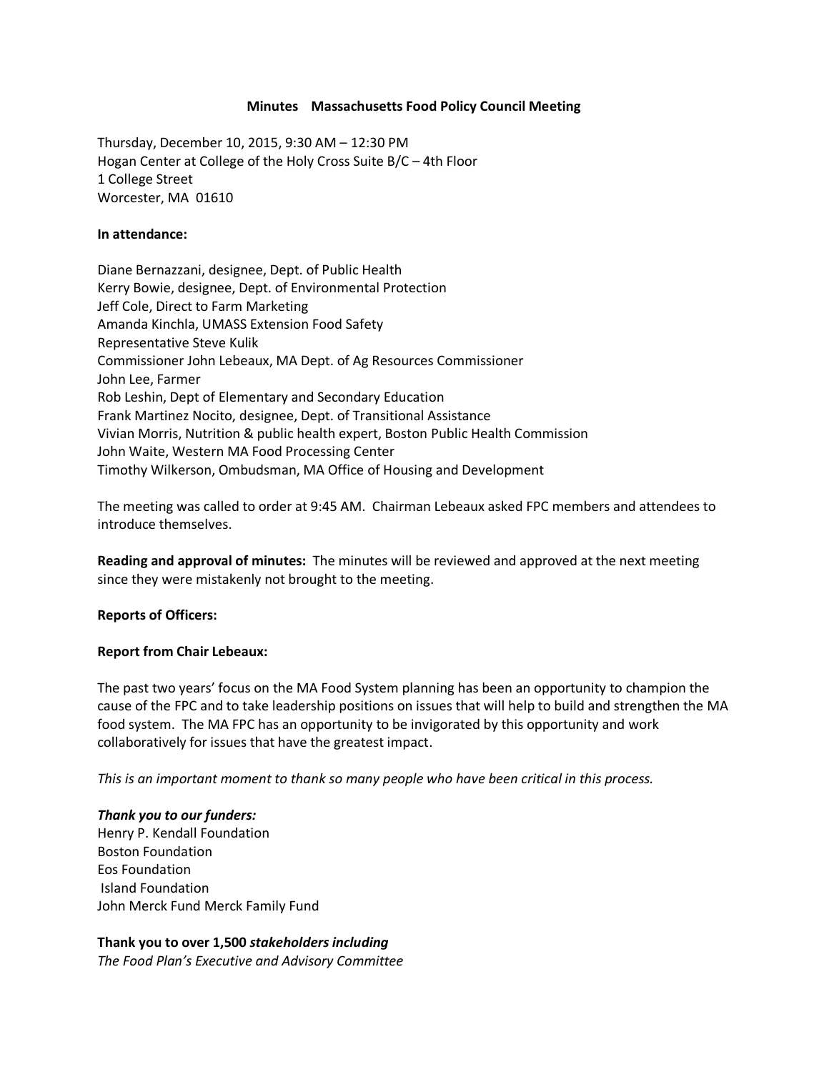**Minutes Massachusetts Food Policy Council Meeting**

Thursday, December 10, 2015, 9:30 AM – 12:30 PM
Hogan Center at College of the Holy Cross Suite B/C – 4th Floor
1 College Street
Worcester, MA 01610

**In attendance:**

Diane Bernazzani, designee, Dept. of Public Health
Kerry Bowie, designee, Dept. of Environmental Protection
Jeff Cole, Direct to Farm Marketing
Amanda Kinchla, UMASS Extension Food Safety
Representative Steve Kulik
Commissioner John Lebeaux, MA Dept. of Ag Resources Commissioner
John Lee, Farmer
Rob Leshin, Dept of Elementary and Secondary Education
Frank Martinez Nocito, designee, Dept. of Transitional Assistance
Vivian Morris, Nutrition & public health expert, Boston Public Health Commission
John Waite, Western MA Food Processing Center
Timothy Wilkerson, Ombudsman, MA Office of Housing and Development

The meeting was called to order at 9:45 AM. Chairman Lebeaux asked FPC members and attendees to introduce themselves.

**Reading and approval of minutes:** The minutes will be reviewed and approved at the next meeting since they were mistakenly not brought to the meeting.

**Reports of Officers:**

**Report from Chair Lebeaux:**

The past two years' focus on the MA Food System planning has been an opportunity to champion the cause of the FPC and to take leadership positions on issues that will help to build and strengthen the MA food system. The MA FPC has an opportunity to be invigorated by this opportunity and work collaboratively for issues that have the greatest impact.

*This is an important moment to thank so many people who have been critical in this process.*

***Thank you to our funders:***
Henry P. Kendall Foundation
Boston Foundation
Eos Foundation
Island Foundation
John Merck Fund Merck Family Fund

**Thank you to over 1,500 *stakeholders including***
*The Food Plan's Executive and Advisory Committee*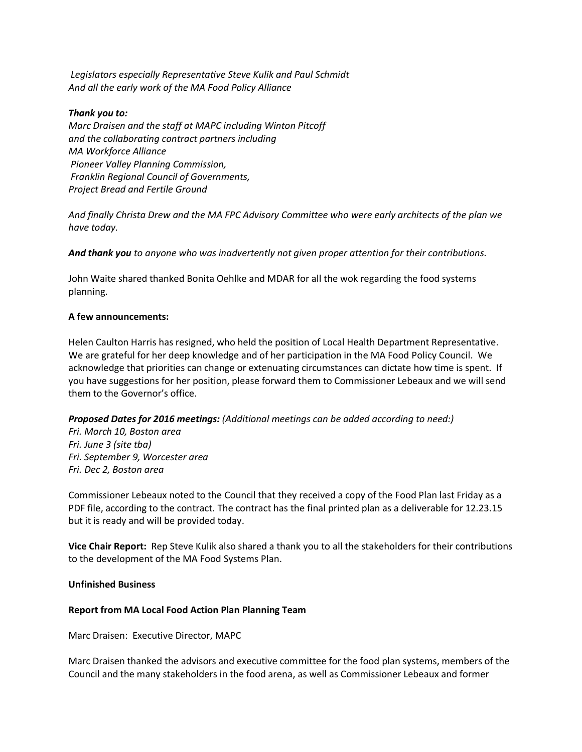*Legislators especially Representative Steve Kulik and Paul Schmidt*
*And all the early work of the MA Food Policy Alliance*

***Thank you to:***
*Marc Draisen and the staff at MAPC including Winton Pitcoff*
*and the collaborating contract partners including*
*MA Workforce Alliance*
*Pioneer Valley Planning Commission,*
*Franklin Regional Council of Governments,*
*Project Bread and Fertile Ground*

*And finally Christa Drew and the MA FPC Advisory Committee who were early architects of the plan we have today.*

***And thank you*** *to anyone who was inadvertently not given proper attention for their contributions.*

John Waite shared thanked Bonita Oehlke and MDAR for all the wok regarding the food systems planning.

**A few announcements:**

Helen Caulton Harris has resigned, who held the position of Local Health Department Representative. We are grateful for her deep knowledge and of her participation in the MA Food Policy Council. We acknowledge that priorities can change or extenuating circumstances can dictate how time is spent. If you have suggestions for her position, please forward them to Commissioner Lebeaux and we will send them to the Governor's office.

***Proposed Dates for 2016 meetings:*** *(Additional meetings can be added according to need:)*
*Fri. March 10, Boston area*
*Fri. June 3 (site tba)*
*Fri. September 9, Worcester area*
*Fri. Dec 2, Boston area*

Commissioner Lebeaux noted to the Council that they received a copy of the Food Plan last Friday as a PDF file, according to the contract. The contract has the final printed plan as a deliverable for 12.23.15 but it is ready and will be provided today.

**Vice Chair Report:** Rep Steve Kulik also shared a thank you to all the stakeholders for their contributions to the development of the MA Food Systems Plan.

**Unfinished Business**

**Report from MA Local Food Action Plan Planning Team**

Marc Draisen: Executive Director, MAPC

Marc Draisen thanked the advisors and executive committee for the food plan systems, members of the Council and the many stakeholders in the food arena, as well as Commissioner Lebeaux and former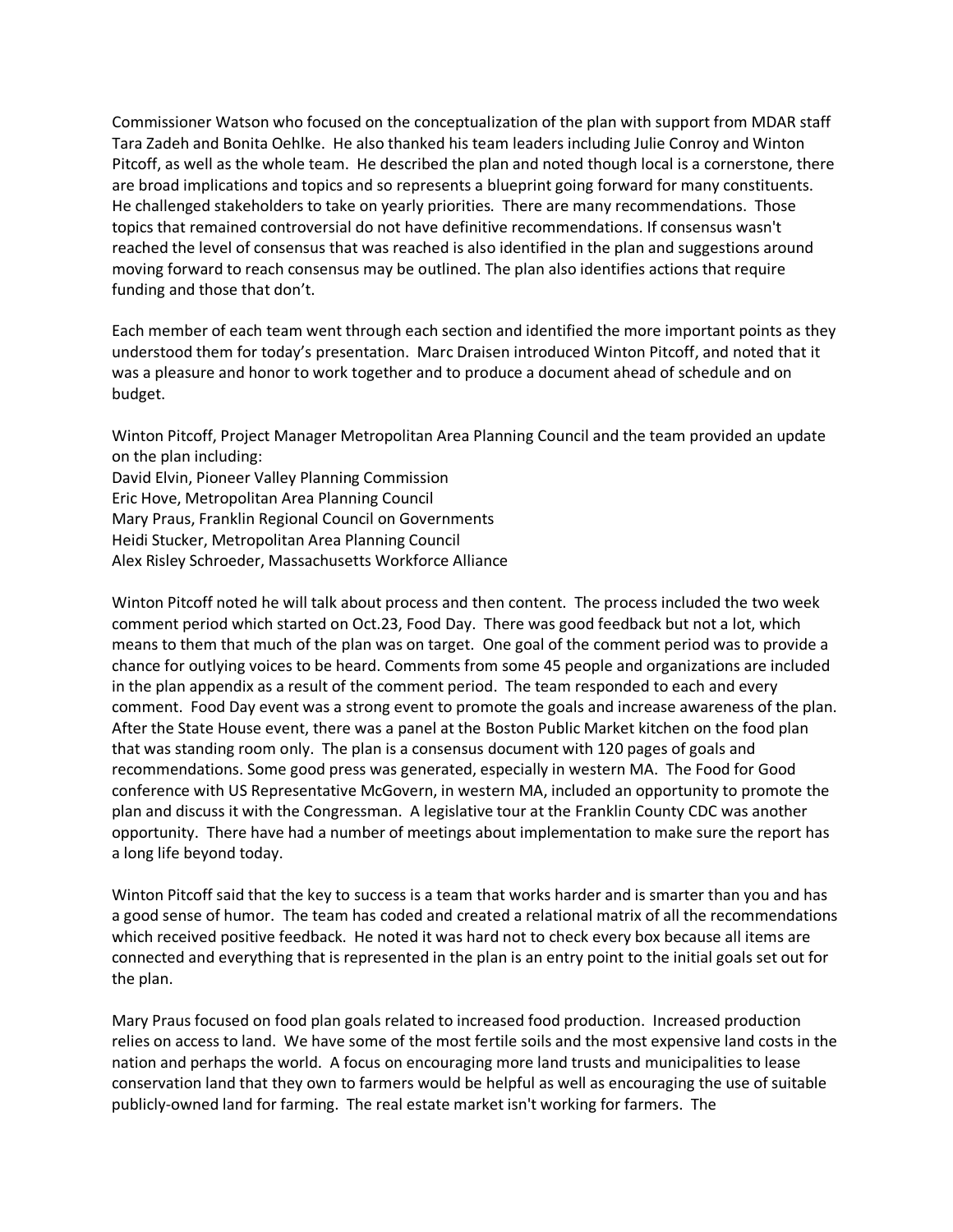Commissioner Watson who focused on the conceptualization of the plan with support from MDAR staff Tara Zadeh and Bonita Oehlke. He also thanked his team leaders including Julie Conroy and Winton Pitcoff, as well as the whole team. He described the plan and noted though local is a cornerstone, there are broad implications and topics and so represents a blueprint going forward for many constituents. He challenged stakeholders to take on yearly priorities. There are many recommendations. Those topics that remained controversial do not have definitive recommendations. If consensus wasn't reached the level of consensus that was reached is also identified in the plan and suggestions around moving forward to reach consensus may be outlined. The plan also identifies actions that require funding and those that don't.

Each member of each team went through each section and identified the more important points as they understood them for today's presentation. Marc Draisen introduced Winton Pitcoff, and noted that it was a pleasure and honor to work together and to produce a document ahead of schedule and on budget.

Winton Pitcoff, Project Manager Metropolitan Area Planning Council and the team provided an update on the plan including:
David Elvin, Pioneer Valley Planning Commission
Eric Hove, Metropolitan Area Planning Council
Mary Praus, Franklin Regional Council on Governments
Heidi Stucker, Metropolitan Area Planning Council
Alex Risley Schroeder, Massachusetts Workforce Alliance

Winton Pitcoff noted he will talk about process and then content. The process included the two week comment period which started on Oct.23, Food Day. There was good feedback but not a lot, which means to them that much of the plan was on target. One goal of the comment period was to provide a chance for outlying voices to be heard. Comments from some 45 people and organizations are included in the plan appendix as a result of the comment period. The team responded to each and every comment. Food Day event was a strong event to promote the goals and increase awareness of the plan. After the State House event, there was a panel at the Boston Public Market kitchen on the food plan that was standing room only. The plan is a consensus document with 120 pages of goals and recommendations. Some good press was generated, especially in western MA. The Food for Good conference with US Representative McGovern, in western MA, included an opportunity to promote the plan and discuss it with the Congressman. A legislative tour at the Franklin County CDC was another opportunity. There have had a number of meetings about implementation to make sure the report has a long life beyond today.

Winton Pitcoff said that the key to success is a team that works harder and is smarter than you and has a good sense of humor. The team has coded and created a relational matrix of all the recommendations which received positive feedback. He noted it was hard not to check every box because all items are connected and everything that is represented in the plan is an entry point to the initial goals set out for the plan.

Mary Praus focused on food plan goals related to increased food production. Increased production relies on access to land. We have some of the most fertile soils and the most expensive land costs in the nation and perhaps the world. A focus on encouraging more land trusts and municipalities to lease conservation land that they own to farmers would be helpful as well as encouraging the use of suitable publicly-owned land for farming. The real estate market isn't working for farmers. The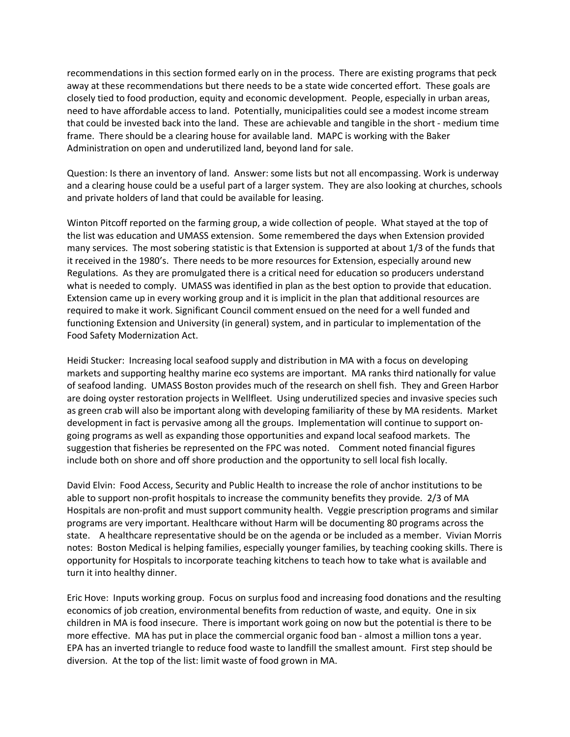recommendations in this section formed early on in the process. There are existing programs that peck away at these recommendations but there needs to be a state wide concerted effort. These goals are closely tied to food production, equity and economic development. People, especially in urban areas, need to have affordable access to land. Potentially, municipalities could see a modest income stream that could be invested back into the land. These are achievable and tangible in the short - medium time frame. There should be a clearing house for available land. MAPC is working with the Baker Administration on open and underutilized land, beyond land for sale.

Question: Is there an inventory of land. Answer: some lists but not all encompassing. Work is underway and a clearing house could be a useful part of a larger system. They are also looking at churches, schools and private holders of land that could be available for leasing.

Winton Pitcoff reported on the farming group, a wide collection of people. What stayed at the top of the list was education and UMASS extension. Some remembered the days when Extension provided many services. The most sobering statistic is that Extension is supported at about 1/3 of the funds that it received in the 1980's. There needs to be more resources for Extension, especially around new Regulations. As they are promulgated there is a critical need for education so producers understand what is needed to comply. UMASS was identified in plan as the best option to provide that education. Extension came up in every working group and it is implicit in the plan that additional resources are required to make it work. Significant Council comment ensued on the need for a well funded and functioning Extension and University (in general) system, and in particular to implementation of the Food Safety Modernization Act.

Heidi Stucker: Increasing local seafood supply and distribution in MA with a focus on developing markets and supporting healthy marine eco systems are important. MA ranks third nationally for value of seafood landing. UMASS Boston provides much of the research on shell fish. They and Green Harbor are doing oyster restoration projects in Wellfleet. Using underutilized species and invasive species such as green crab will also be important along with developing familiarity of these by MA residents. Market development in fact is pervasive among all the groups. Implementation will continue to support on-going programs as well as expanding those opportunities and expand local seafood markets. The suggestion that fisheries be represented on the FPC was noted. Comment noted financial figures include both on shore and off shore production and the opportunity to sell local fish locally.

David Elvin: Food Access, Security and Public Health to increase the role of anchor institutions to be able to support non-profit hospitals to increase the community benefits they provide. 2/3 of MA Hospitals are non-profit and must support community health. Veggie prescription programs and similar programs are very important. Healthcare without Harm will be documenting 80 programs across the state. A healthcare representative should be on the agenda or be included as a member. Vivian Morris notes: Boston Medical is helping families, especially younger families, by teaching cooking skills. There is opportunity for Hospitals to incorporate teaching kitchens to teach how to take what is available and turn it into healthy dinner.

Eric Hove: Inputs working group. Focus on surplus food and increasing food donations and the resulting economics of job creation, environmental benefits from reduction of waste, and equity. One in six children in MA is food insecure. There is important work going on now but the potential is there to be more effective. MA has put in place the commercial organic food ban - almost a million tons a year. EPA has an inverted triangle to reduce food waste to landfill the smallest amount. First step should be diversion. At the top of the list: limit waste of food grown in MA.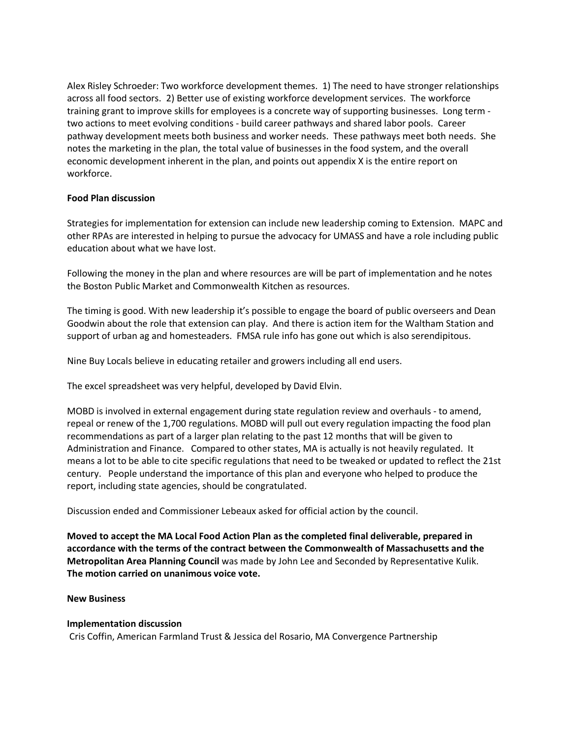Alex Risley Schroeder: Two workforce development themes. 1) The need to have stronger relationships across all food sectors. 2) Better use of existing workforce development services. The workforce training grant to improve skills for employees is a concrete way of supporting businesses. Long term - two actions to meet evolving conditions - build career pathways and shared labor pools. Career pathway development meets both business and worker needs. These pathways meet both needs. She notes the marketing in the plan, the total value of businesses in the food system, and the overall economic development inherent in the plan, and points out appendix X is the entire report on workforce.

**Food Plan discussion**

Strategies for implementation for extension can include new leadership coming to Extension. MAPC and other RPAs are interested in helping to pursue the advocacy for UMASS and have a role including public education about what we have lost.

Following the money in the plan and where resources are will be part of implementation and he notes the Boston Public Market and Commonwealth Kitchen as resources.

The timing is good. With new leadership it's possible to engage the board of public overseers and Dean Goodwin about the role that extension can play. And there is action item for the Waltham Station and support of urban ag and homesteaders. FMSA rule info has gone out which is also serendipitous.

Nine Buy Locals believe in educating retailer and growers including all end users.

The excel spreadsheet was very helpful, developed by David Elvin.

MOBD is involved in external engagement during state regulation review and overhauls - to amend, repeal or renew of the 1,700 regulations. MOBD will pull out every regulation impacting the food plan recommendations as part of a larger plan relating to the past 12 months that will be given to Administration and Finance. Compared to other states, MA is actually is not heavily regulated. It means a lot to be able to cite specific regulations that need to be tweaked or updated to reflect the 21st century. People understand the importance of this plan and everyone who helped to produce the report, including state agencies, should be congratulated.

Discussion ended and Commissioner Lebeaux asked for official action by the council.

**Moved to accept the MA Local Food Action Plan as the completed final deliverable, prepared in accordance with the terms of the contract between the Commonwealth of Massachusetts and the Metropolitan Area Planning Council** was made by John Lee and Seconded by Representative Kulik.
**The motion carried on unanimous voice vote.**

**New Business**

**Implementation discussion**
Cris Coffin, American Farmland Trust & Jessica del Rosario, MA Convergence Partnership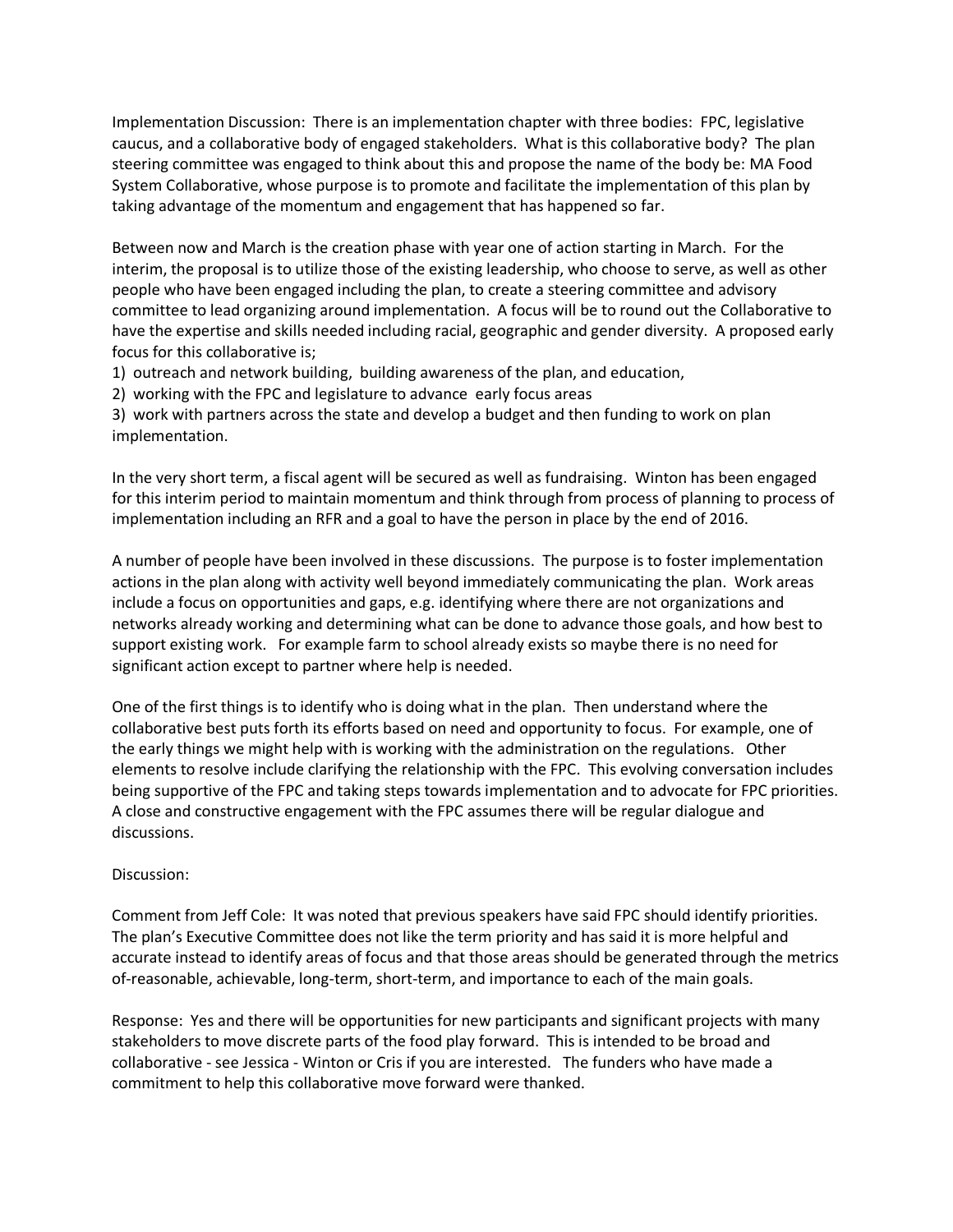Implementation Discussion: There is an implementation chapter with three bodies: FPC, legislative caucus, and a collaborative body of engaged stakeholders. What is this collaborative body? The plan steering committee was engaged to think about this and propose the name of the body be: MA Food System Collaborative, whose purpose is to promote and facilitate the implementation of this plan by taking advantage of the momentum and engagement that has happened so far.

Between now and March is the creation phase with year one of action starting in March. For the interim, the proposal is to utilize those of the existing leadership, who choose to serve, as well as other people who have been engaged including the plan, to create a steering committee and advisory committee to lead organizing around implementation. A focus will be to round out the Collaborative to have the expertise and skills needed including racial, geographic and gender diversity. A proposed early focus for this collaborative is;

1) outreach and network building, building awareness of the plan, and education,
2) working with the FPC and legislature to advance early focus areas
3) work with partners across the state and develop a budget and then funding to work on plan implementation.

In the very short term, a fiscal agent will be secured as well as fundraising. Winton has been engaged for this interim period to maintain momentum and think through from process of planning to process of implementation including an RFR and a goal to have the person in place by the end of 2016.

A number of people have been involved in these discussions. The purpose is to foster implementation actions in the plan along with activity well beyond immediately communicating the plan. Work areas include a focus on opportunities and gaps, e.g. identifying where there are not organizations and networks already working and determining what can be done to advance those goals, and how best to support existing work. For example farm to school already exists so maybe there is no need for significant action except to partner where help is needed.

One of the first things is to identify who is doing what in the plan. Then understand where the collaborative best puts forth its efforts based on need and opportunity to focus. For example, one of the early things we might help with is working with the administration on the regulations. Other elements to resolve include clarifying the relationship with the FPC. This evolving conversation includes being supportive of the FPC and taking steps towards implementation and to advocate for FPC priorities. A close and constructive engagement with the FPC assumes there will be regular dialogue and discussions.

Discussion:

Comment from Jeff Cole: It was noted that previous speakers have said FPC should identify priorities. The plan's Executive Committee does not like the term priority and has said it is more helpful and accurate instead to identify areas of focus and that those areas should be generated through the metrics of-reasonable, achievable, long-term, short-term, and importance to each of the main goals.

Response: Yes and there will be opportunities for new participants and significant projects with many stakeholders to move discrete parts of the food play forward. This is intended to be broad and collaborative - see Jessica - Winton or Cris if you are interested. The funders who have made a commitment to help this collaborative move forward were thanked.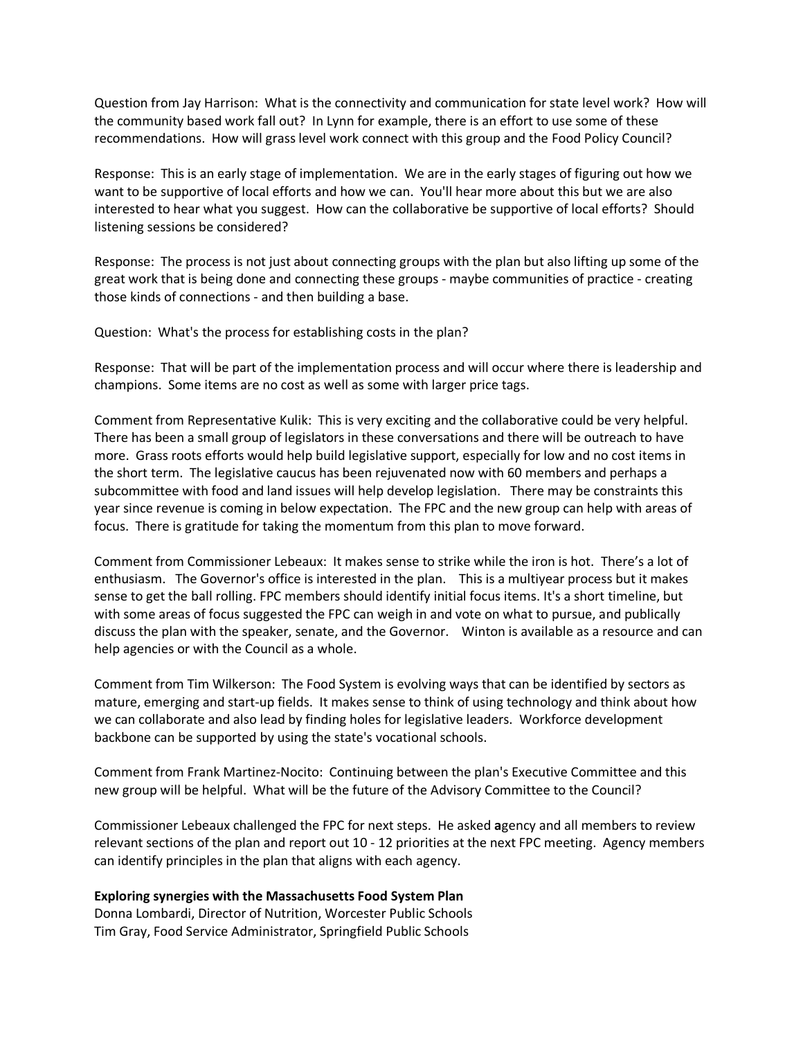Question from Jay Harrison: What is the connectivity and communication for state level work? How will the community based work fall out? In Lynn for example, there is an effort to use some of these recommendations. How will grass level work connect with this group and the Food Policy Council?

Response: This is an early stage of implementation. We are in the early stages of figuring out how we want to be supportive of local efforts and how we can. You'll hear more about this but we are also interested to hear what you suggest. How can the collaborative be supportive of local efforts? Should listening sessions be considered?

Response: The process is not just about connecting groups with the plan but also lifting up some of the great work that is being done and connecting these groups - maybe communities of practice - creating those kinds of connections - and then building a base.

Question: What's the process for establishing costs in the plan?

Response: That will be part of the implementation process and will occur where there is leadership and champions. Some items are no cost as well as some with larger price tags.

Comment from Representative Kulik: This is very exciting and the collaborative could be very helpful. There has been a small group of legislators in these conversations and there will be outreach to have more. Grass roots efforts would help build legislative support, especially for low and no cost items in the short term. The legislative caucus has been rejuvenated now with 60 members and perhaps a subcommittee with food and land issues will help develop legislation. There may be constraints this year since revenue is coming in below expectation. The FPC and the new group can help with areas of focus. There is gratitude for taking the momentum from this plan to move forward.

Comment from Commissioner Lebeaux: It makes sense to strike while the iron is hot. There's a lot of enthusiasm. The Governor's office is interested in the plan. This is a multiyear process but it makes sense to get the ball rolling. FPC members should identify initial focus items. It's a short timeline, but with some areas of focus suggested the FPC can weigh in and vote on what to pursue, and publically discuss the plan with the speaker, senate, and the Governor. Winton is available as a resource and can help agencies or with the Council as a whole.

Comment from Tim Wilkerson: The Food System is evolving ways that can be identified by sectors as mature, emerging and start-up fields. It makes sense to think of using technology and think about how we can collaborate and also lead by finding holes for legislative leaders. Workforce development backbone can be supported by using the state's vocational schools.

Comment from Frank Martinez-Nocito: Continuing between the plan's Executive Committee and this new group will be helpful. What will be the future of the Advisory Committee to the Council?

Commissioner Lebeaux challenged the FPC for next steps. He asked **a**gency and all members to review relevant sections of the plan and report out 10 - 12 priorities at the next FPC meeting. Agency members can identify principles in the plan that aligns with each agency.

**Exploring synergies with the Massachusetts Food System Plan**
Donna Lombardi, Director of Nutrition, Worcester Public Schools
Tim Gray, Food Service Administrator, Springfield Public Schools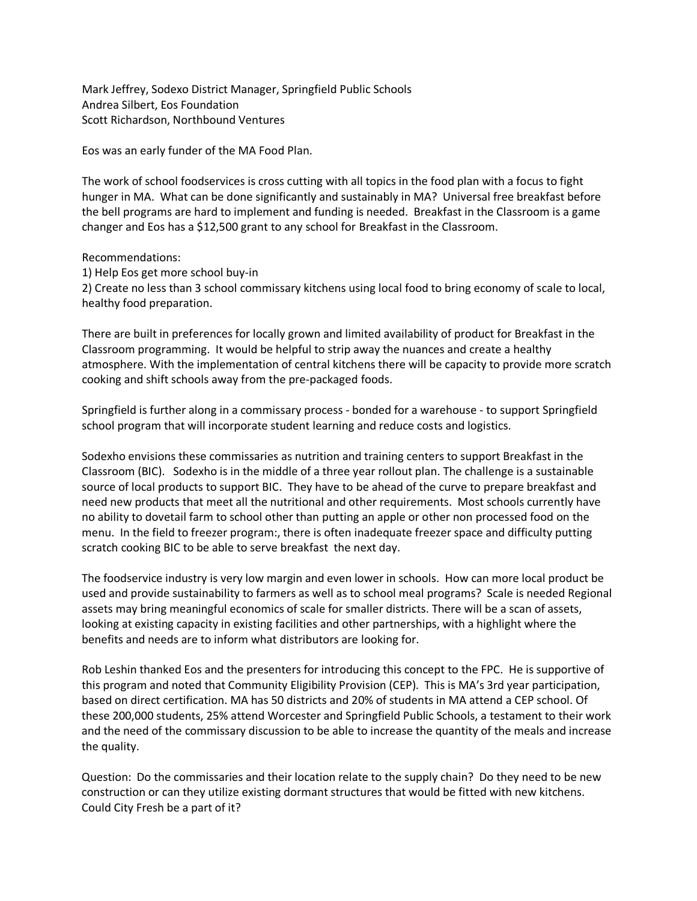Mark Jeffrey, Sodexo District Manager, Springfield Public Schools
Andrea Silbert, Eos Foundation
Scott Richardson, Northbound Ventures

Eos was an early funder of the MA Food Plan.

The work of school foodservices is cross cutting with all topics in the food plan with a focus to fight hunger in MA. What can be done significantly and sustainably in MA? Universal free breakfast before the bell programs are hard to implement and funding is needed. Breakfast in the Classroom is a game changer and Eos has a $12,500 grant to any school for Breakfast in the Classroom.

Recommendations:
1) Help Eos get more school buy-in
2) Create no less than 3 school commissary kitchens using local food to bring economy of scale to local, healthy food preparation.

There are built in preferences for locally grown and limited availability of product for Breakfast in the Classroom programming. It would be helpful to strip away the nuances and create a healthy atmosphere. With the implementation of central kitchens there will be capacity to provide more scratch cooking and shift schools away from the pre-packaged foods.

Springfield is further along in a commissary process - bonded for a warehouse - to support Springfield school program that will incorporate student learning and reduce costs and logistics.

Sodexho envisions these commissaries as nutrition and training centers to support Breakfast in the Classroom (BIC). Sodexho is in the middle of a three year rollout plan. The challenge is a sustainable source of local products to support BIC. They have to be ahead of the curve to prepare breakfast and need new products that meet all the nutritional and other requirements. Most schools currently have no ability to dovetail farm to school other than putting an apple or other non processed food on the menu. In the field to freezer program:, there is often inadequate freezer space and difficulty putting scratch cooking BIC to be able to serve breakfast the next day.

The foodservice industry is very low margin and even lower in schools. How can more local product be used and provide sustainability to farmers as well as to school meal programs? Scale is needed Regional assets may bring meaningful economics of scale for smaller districts. There will be a scan of assets, looking at existing capacity in existing facilities and other partnerships, with a highlight where the benefits and needs are to inform what distributors are looking for.

Rob Leshin thanked Eos and the presenters for introducing this concept to the FPC. He is supportive of this program and noted that Community Eligibility Provision (CEP). This is MA's 3rd year participation, based on direct certification. MA has 50 districts and 20% of students in MA attend a CEP school. Of these 200,000 students, 25% attend Worcester and Springfield Public Schools, a testament to their work and the need of the commissary discussion to be able to increase the quantity of the meals and increase the quality.

Question: Do the commissaries and their location relate to the supply chain? Do they need to be new construction or can they utilize existing dormant structures that would be fitted with new kitchens. Could City Fresh be a part of it?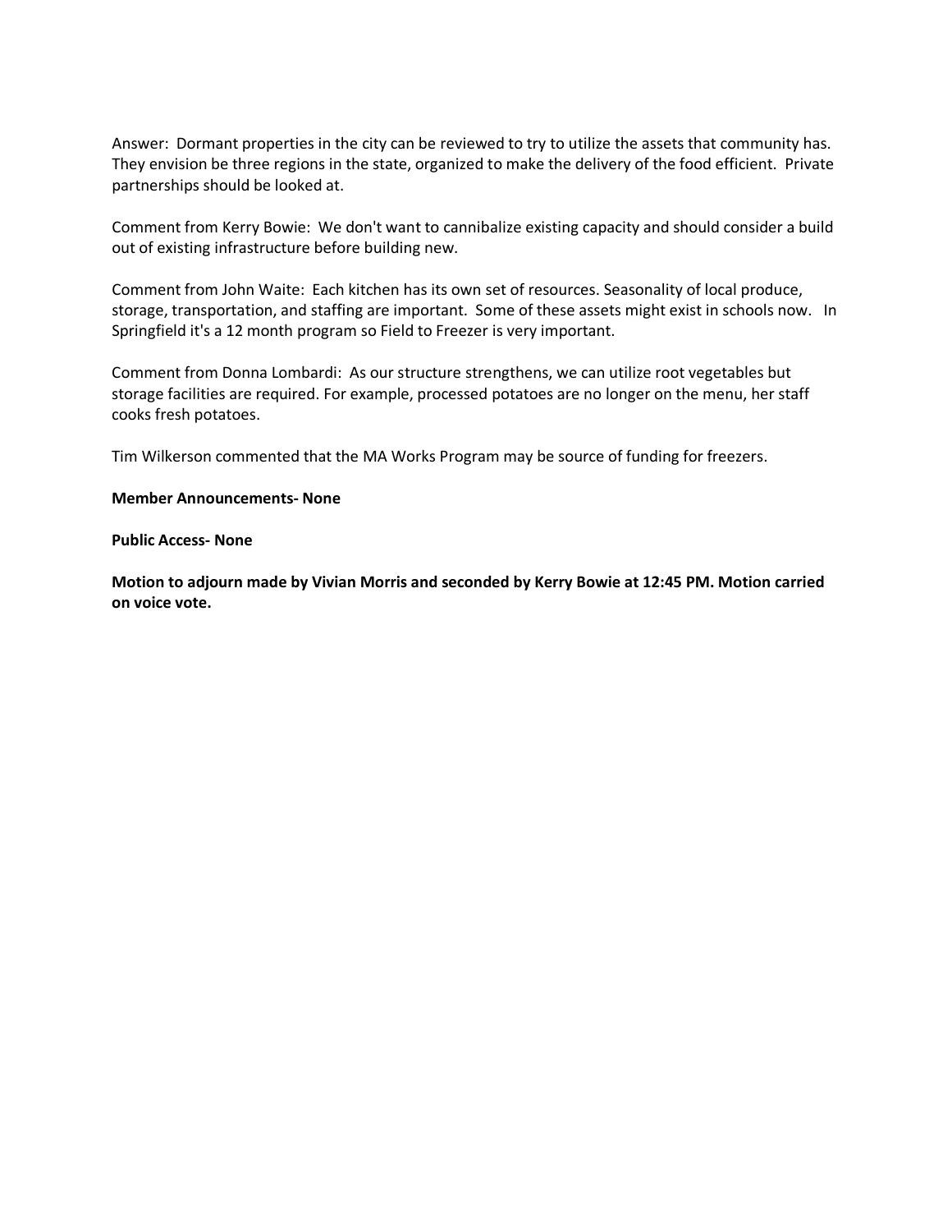Answer: Dormant properties in the city can be reviewed to try to utilize the assets that community has. They envision be three regions in the state, organized to make the delivery of the food efficient. Private partnerships should be looked at.

Comment from Kerry Bowie: We don't want to cannibalize existing capacity and should consider a build out of existing infrastructure before building new.

Comment from John Waite: Each kitchen has its own set of resources. Seasonality of local produce, storage, transportation, and staffing are important. Some of these assets might exist in schools now. In Springfield it's a 12 month program so Field to Freezer is very important.

Comment from Donna Lombardi: As our structure strengthens, we can utilize root vegetables but storage facilities are required. For example, processed potatoes are no longer on the menu, her staff cooks fresh potatoes.

Tim Wilkerson commented that the MA Works Program may be source of funding for freezers.

**Member Announcements- None**

**Public Access- None**

**Motion to adjourn made by Vivian Morris and seconded by Kerry Bowie at 12:45 PM. Motion carried on voice vote.**